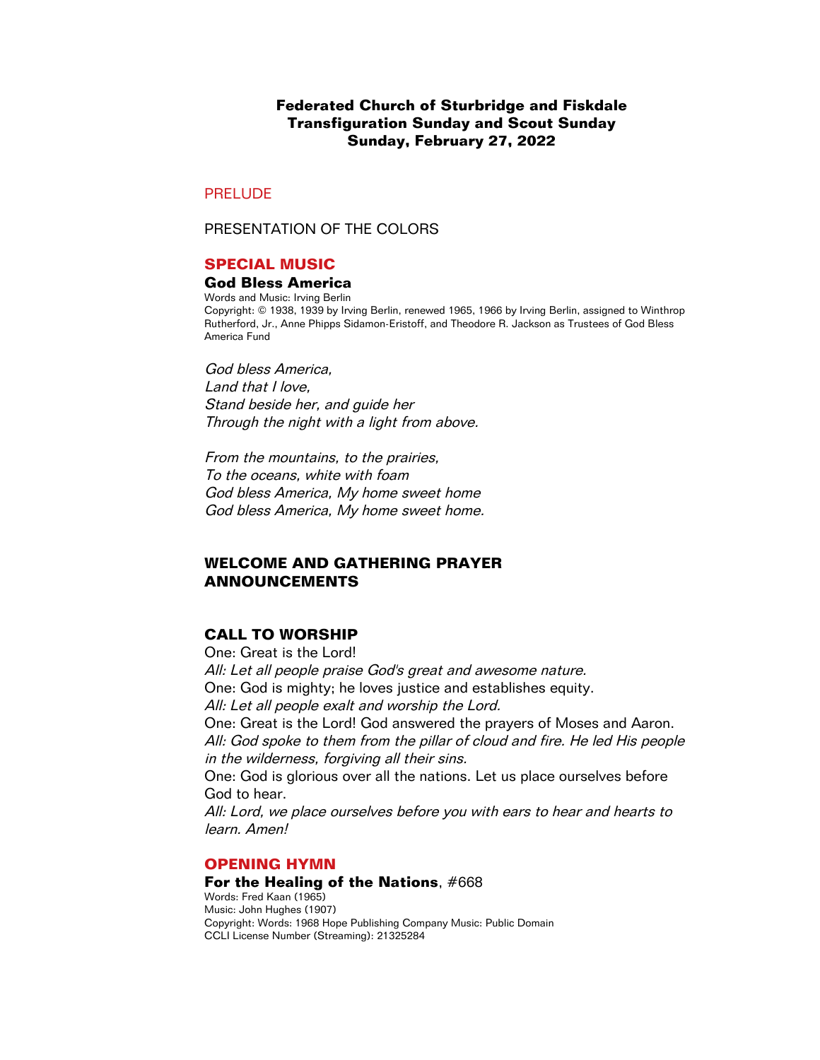**Federated Church of Sturbridge and Fiskdale**
**Transfiguration Sunday and Scout Sunday**
**Sunday, February 27, 2022**

PRELUDE

PRESENTATION OF THE COLORS

## SPECIAL MUSIC

**God Bless America**
Words and Music: Irving Berlin
Copyright: © 1938, 1939 by Irving Berlin, renewed 1965, 1966 by Irving Berlin, assigned to Winthrop Rutherford, Jr., Anne Phipps Sidamon-Eristoff, and Theodore R. Jackson as Trustees of God Bless America Fund

*God bless America,*
*Land that I love,*
*Stand beside her, and guide her*
*Through the night with a light from above.*

*From the mountains, to the prairies,*
*To the oceans, white with foam*
*God bless America, My home sweet home*
*God bless America, My home sweet home.*

## WELCOME AND GATHERING PRAYER
## ANNOUNCEMENTS

## CALL TO WORSHIP

One: Great is the Lord!
*All: Let all people praise God's great and awesome nature.*
One: God is mighty; he loves justice and establishes equity.
*All: Let all people exalt and worship the Lord.*
One: Great is the Lord! God answered the prayers of Moses and Aaron.
*All: God spoke to them from the pillar of cloud and fire. He led His people in the wilderness, forgiving all their sins.*
One: God is glorious over all the nations. Let us place ourselves before God to hear.
*All: Lord, we place ourselves before you with ears to hear and hearts to learn. Amen!*

## OPENING HYMN

**For the Healing of the Nations**, #668
Words: Fred Kaan (1965)
Music: John Hughes (1907)
Copyright: Words: 1968 Hope Publishing Company Music: Public Domain
CCLI License Number (Streaming): 21325284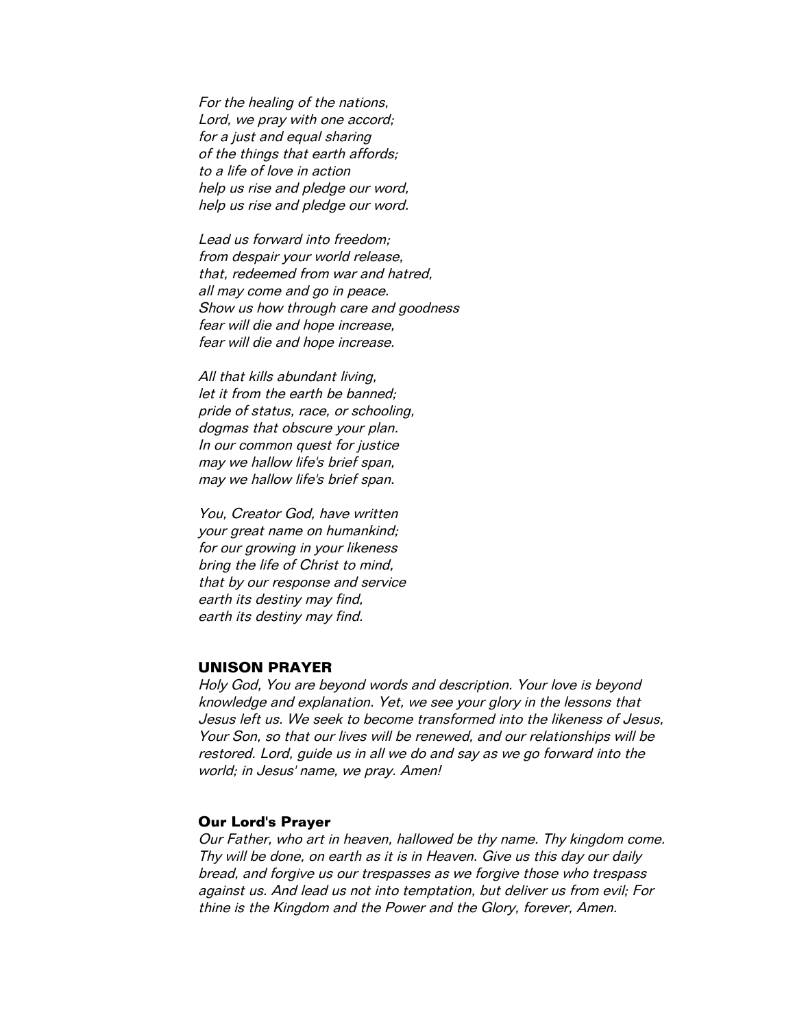*For the healing of the nations,*
*Lord, we pray with one accord;*
*for a just and equal sharing*
*of the things that earth affords;*
*to a life of love in action*
*help us rise and pledge our word,*
*help us rise and pledge our word.*

*Lead us forward into freedom;*
*from despair your world release,*
*that, redeemed from war and hatred,*
*all may come and go in peace.*
*Show us how through care and goodness*
*fear will die and hope increase,*
*fear will die and hope increase.*

*All that kills abundant living,*
*let it from the earth be banned;*
*pride of status, race, or schooling,*
*dogmas that obscure your plan.*
*In our common quest for justice*
*may we hallow life's brief span,*
*may we hallow life's brief span.*

*You, Creator God, have written*
*your great name on humankind;*
*for our growing in your likeness*
*bring the life of Christ to mind,*
*that by our response and service*
*earth its destiny may find,*
*earth its destiny may find.*

## UNISON PRAYER

*Holy God, You are beyond words and description. Your love is beyond knowledge and explanation. Yet, we see your glory in the lessons that Jesus left us. We seek to become transformed into the likeness of Jesus, Your Son, so that our lives will be renewed, and our relationships will be restored. Lord, guide us in all we do and say as we go forward into the world; in Jesus' name, we pray. Amen!*

### Our Lord's Prayer

*Our Father, who art in heaven, hallowed be thy name. Thy kingdom come. Thy will be done, on earth as it is in Heaven. Give us this day our daily bread, and forgive us our trespasses as we forgive those who trespass against us. And lead us not into temptation, but deliver us from evil; For thine is the Kingdom and the Power and the Glory, forever, Amen.*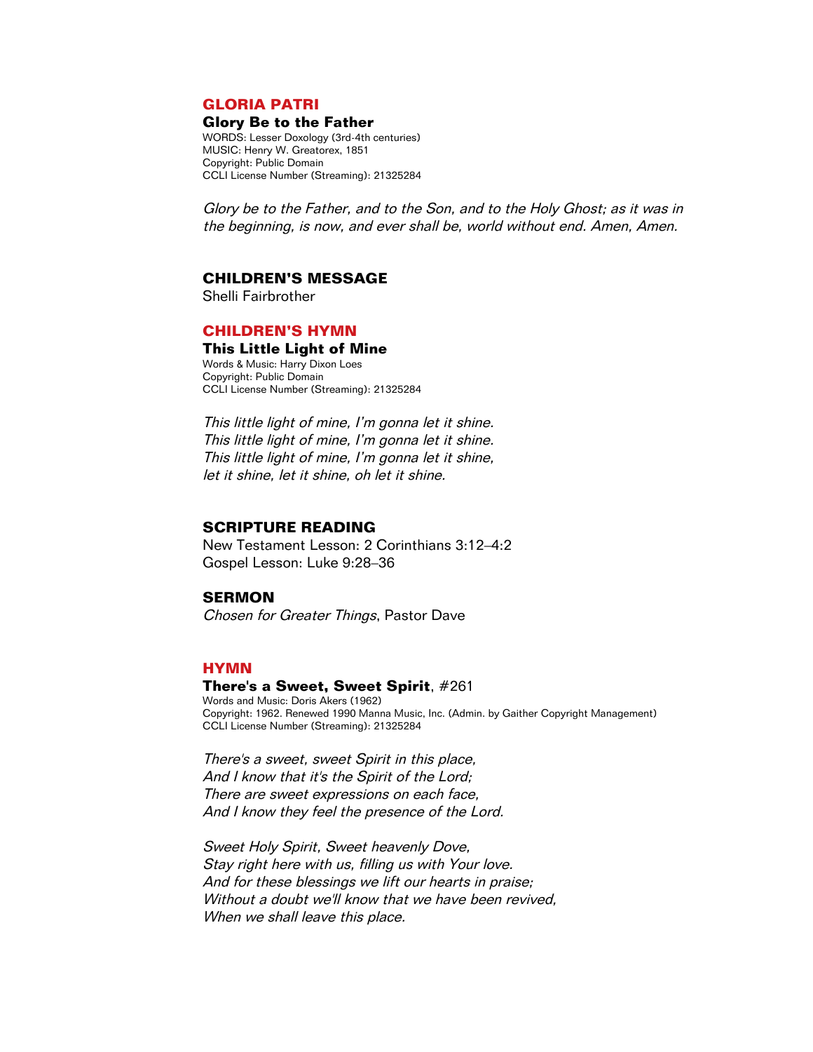## GLORIA PATRI

### Glory Be to the Father

WORDS: Lesser Doxology (3rd-4th centuries)
MUSIC: Henry W. Greatorex, 1851
Copyright: Public Domain
CCLI License Number (Streaming): 21325284

*Glory be to the Father, and to the Son, and to the Holy Ghost; as it was in the beginning, is now, and ever shall be, world without end. Amen, Amen.*

## CHILDREN'S MESSAGE

Shelli Fairbrother

## CHILDREN'S HYMN

### This Little Light of Mine

Words & Music: Harry Dixon Loes
Copyright: Public Domain
CCLI License Number (Streaming): 21325284

*This little light of mine, I'm gonna let it shine.*
*This little light of mine, I'm gonna let it shine.*
*This little light of mine, I'm gonna let it shine,*
*let it shine, let it shine, oh let it shine.*

## SCRIPTURE READING

New Testament Lesson: 2 Corinthians 3:12–4:2
Gospel Lesson: Luke 9:28–36

## SERMON

*Chosen for Greater Things*, Pastor Dave

## HYMN

### There's a Sweet, Sweet Spirit, #261

Words and Music: Doris Akers (1962)
Copyright: 1962. Renewed 1990 Manna Music, Inc. (Admin. by Gaither Copyright Management)
CCLI License Number (Streaming): 21325284

*There's a sweet, sweet Spirit in this place,*
*And I know that it's the Spirit of the Lord;*
*There are sweet expressions on each face,*
*And I know they feel the presence of the Lord.*

*Sweet Holy Spirit, Sweet heavenly Dove,*
*Stay right here with us, filling us with Your love.*
*And for these blessings we lift our hearts in praise;*
*Without a doubt we'll know that we have been revived,*
*When we shall leave this place.*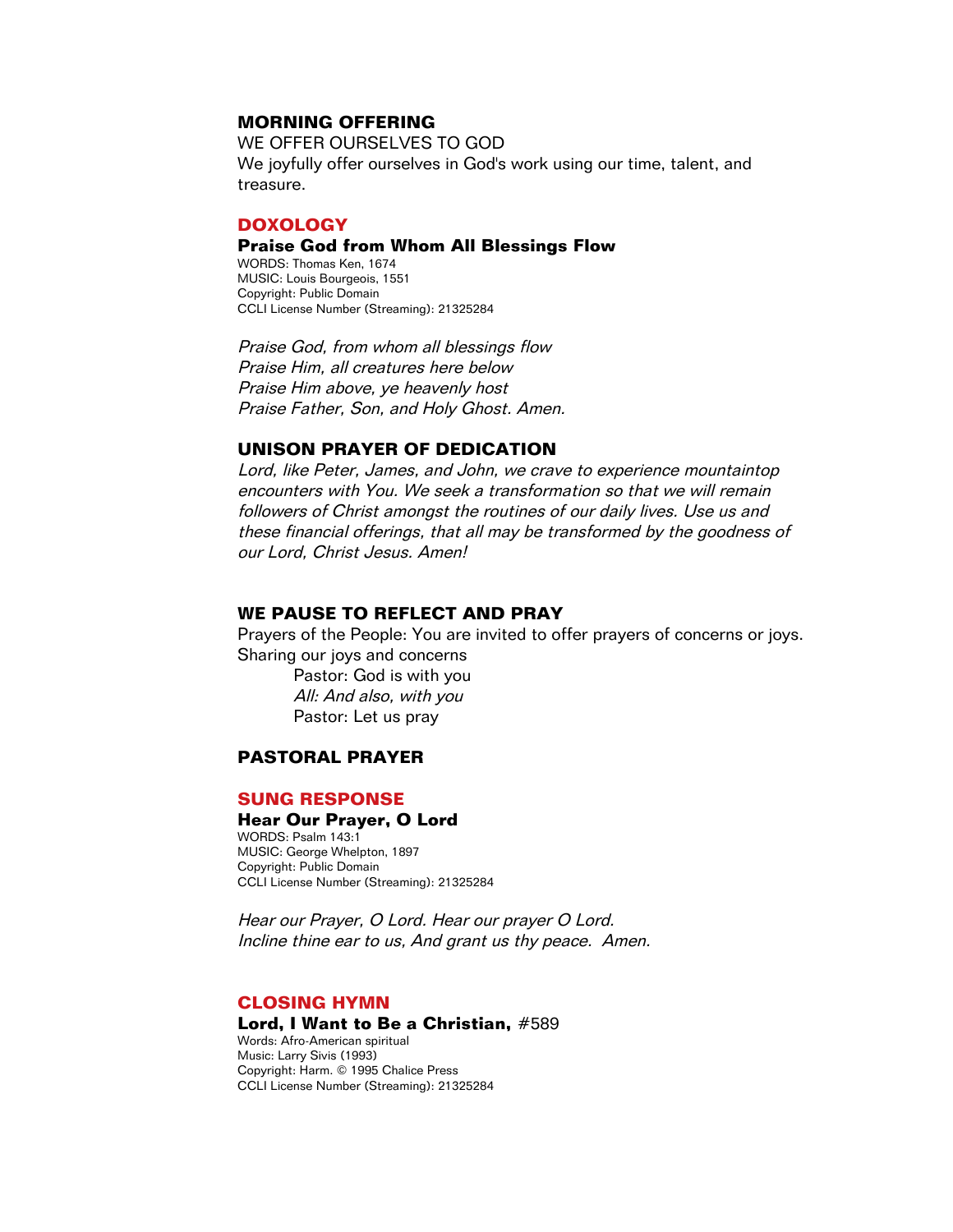## MORNING OFFERING

WE OFFER OURSELVES TO GOD

We joyfully offer ourselves in God's work using our time, talent, and treasure.

## DOXOLOGY

### Praise God from Whom All Blessings Flow

WORDS: Thomas Ken, 1674
MUSIC: Louis Bourgeois, 1551
Copyright: Public Domain
CCLI License Number (Streaming): 21325284

*Praise God, from whom all blessings flow*
*Praise Him, all creatures here below*
*Praise Him above, ye heavenly host*
*Praise Father, Son, and Holy Ghost. Amen.*

## UNISON PRAYER OF DEDICATION

*Lord, like Peter, James, and John, we crave to experience mountaintop encounters with You. We seek a transformation so that we will remain followers of Christ amongst the routines of our daily lives. Use us and these financial offerings, that all may be transformed by the goodness of our Lord, Christ Jesus. Amen!*

## WE PAUSE TO REFLECT AND PRAY

Prayers of the People: You are invited to offer prayers of concerns or joys.
Sharing our joys and concerns

> Pastor: God is with you
> *All: And also, with you*
> Pastor: Let us pray

## PASTORAL PRAYER

## SUNG RESPONSE

### Hear Our Prayer, O Lord

WORDS: Psalm 143:1
MUSIC: George Whelpton, 1897
Copyright: Public Domain
CCLI License Number (Streaming): 21325284

*Hear our Prayer, O Lord. Hear our prayer O Lord.*
*Incline thine ear to us, And grant us thy peace. Amen.*

## CLOSING HYMN

### Lord, I Want to Be a Christian, #589

Words: Afro-American spiritual
Music: Larry Sivis (1993)
Copyright: Harm. © 1995 Chalice Press
CCLI License Number (Streaming): 21325284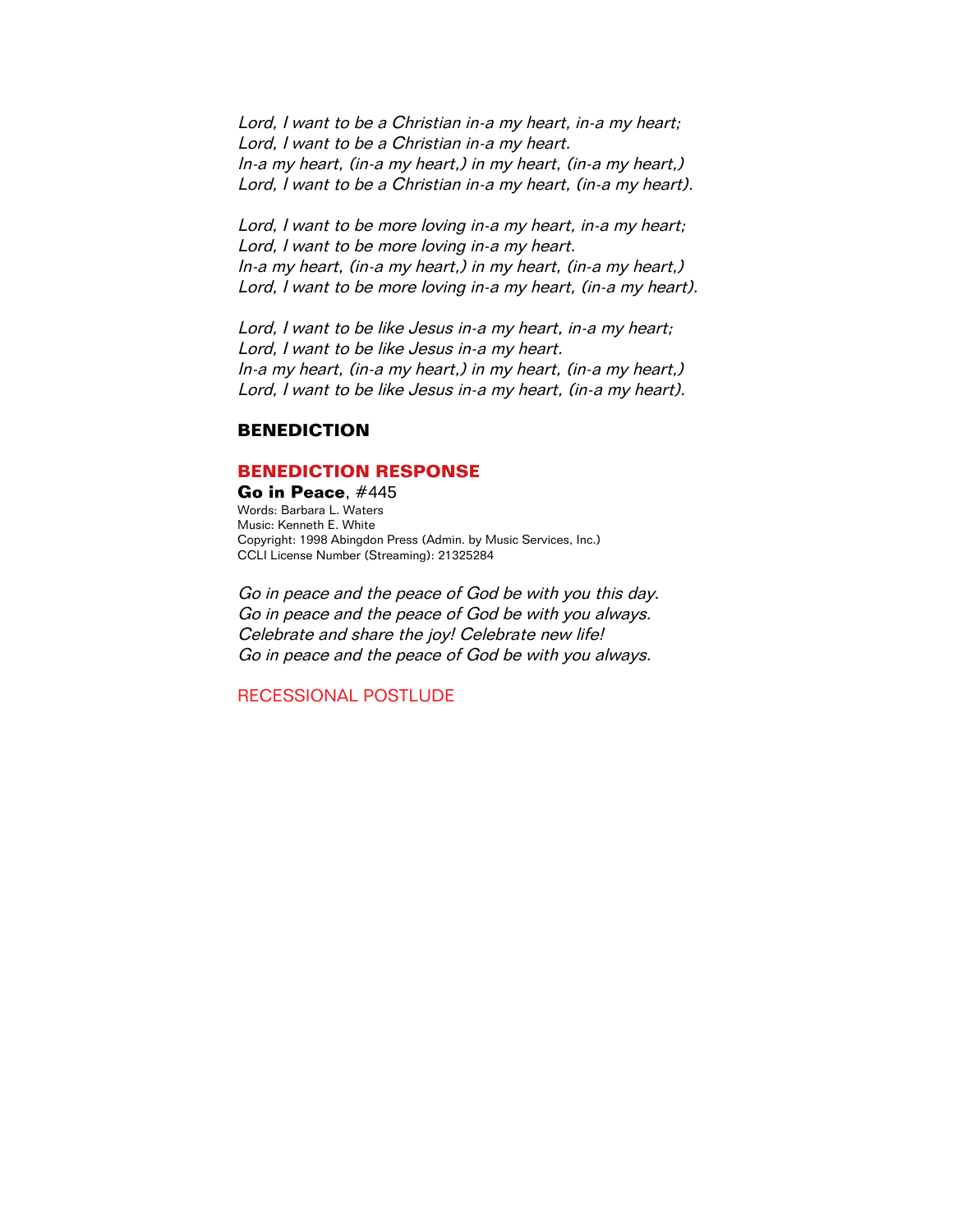*Lord, I want to be a Christian in-a my heart, in-a my heart;*
*Lord, I want to be a Christian in-a my heart.*
*In-a my heart, (in-a my heart,) in my heart, (in-a my heart,)*
*Lord, I want to be a Christian in-a my heart, (in-a my heart).*

*Lord, I want to be more loving in-a my heart, in-a my heart;*
*Lord, I want to be more loving in-a my heart.*
*In-a my heart, (in-a my heart,) in my heart, (in-a my heart,)*
*Lord, I want to be more loving in-a my heart, (in-a my heart).*

*Lord, I want to be like Jesus in-a my heart, in-a my heart;*
*Lord, I want to be like Jesus in-a my heart.*
*In-a my heart, (in-a my heart,) in my heart, (in-a my heart,)*
*Lord, I want to be like Jesus in-a my heart, (in-a my heart).*

## BENEDICTION

## BENEDICTION RESPONSE

**Go in Peace**, #445
Words: Barbara L. Waters
Music: Kenneth E. White
Copyright: 1998 Abingdon Press (Admin. by Music Services, Inc.)
CCLI License Number (Streaming): 21325284

*Go in peace and the peace of God be with you this day.*
*Go in peace and the peace of God be with you always.*
*Celebrate and share the joy! Celebrate new life!*
*Go in peace and the peace of God be with you always.*

RECESSIONAL POSTLUDE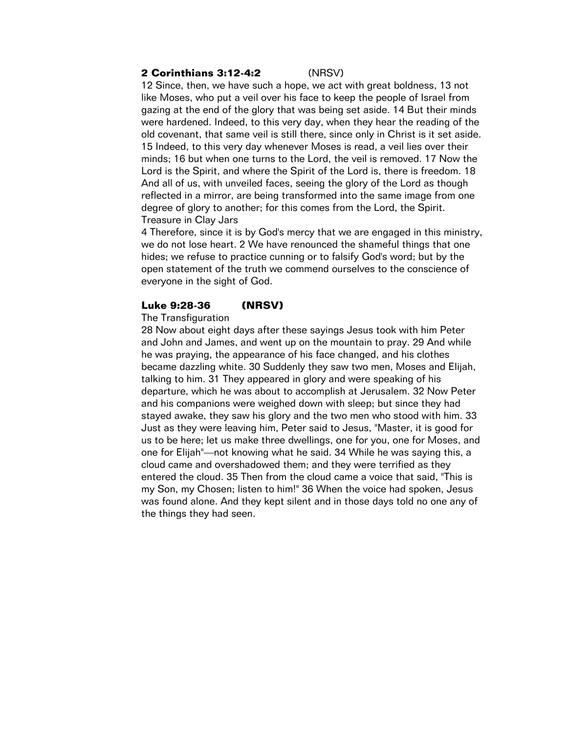**2 Corinthians 3:12-4:2** (NRSV)

12 Since, then, we have such a hope, we act with great boldness, 13 not like Moses, who put a veil over his face to keep the people of Israel from gazing at the end of the glory that was being set aside. 14 But their minds were hardened. Indeed, to this very day, when they hear the reading of the old covenant, that same veil is still there, since only in Christ is it set aside. 15 Indeed, to this very day whenever Moses is read, a veil lies over their minds; 16 but when one turns to the Lord, the veil is removed. 17 Now the Lord is the Spirit, and where the Spirit of the Lord is, there is freedom. 18 And all of us, with unveiled faces, seeing the glory of the Lord as though reflected in a mirror, are being transformed into the same image from one degree of glory to another; for this comes from the Lord, the Spirit.

Treasure in Clay Jars

4 Therefore, since it is by God's mercy that we are engaged in this ministry, we do not lose heart. 2 We have renounced the shameful things that one hides; we refuse to practice cunning or to falsify God's word; but by the open statement of the truth we commend ourselves to the conscience of everyone in the sight of God.

**Luke 9:28-36 (NRSV)**

The Transfiguration

28 Now about eight days after these sayings Jesus took with him Peter and John and James, and went up on the mountain to pray. 29 And while he was praying, the appearance of his face changed, and his clothes became dazzling white. 30 Suddenly they saw two men, Moses and Elijah, talking to him. 31 They appeared in glory and were speaking of his departure, which he was about to accomplish at Jerusalem. 32 Now Peter and his companions were weighed down with sleep; but since they had stayed awake, they saw his glory and the two men who stood with him. 33 Just as they were leaving him, Peter said to Jesus, "Master, it is good for us to be here; let us make three dwellings, one for you, one for Moses, and one for Elijah"—not knowing what he said. 34 While he was saying this, a cloud came and overshadowed them; and they were terrified as they entered the cloud. 35 Then from the cloud came a voice that said, "This is my Son, my Chosen; listen to him!" 36 When the voice had spoken, Jesus was found alone. And they kept silent and in those days told no one any of the things they had seen.